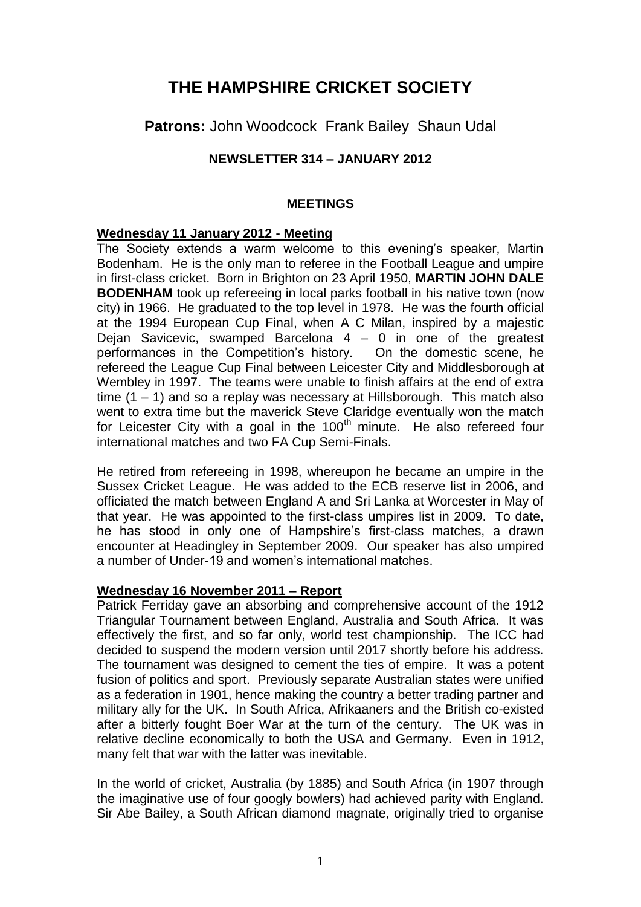# THE HAMPSHIRE CRICKET SOCIETY

**Patrons:** John Woodcock Frank Bailey Shaun Udal

**NEWSLETTER 314 – JANUARY 2012**

## MEETINGS

### Wednesday 11 January 2012 - Meeting

The Society extends a warm welcome to this evening's speaker, Martin Bodenham. He is the only man to referee in the Football League and umpire in first-class cricket. Born in Brighton on 23 April 1950, **MARTIN JOHN DALE BODENHAM** took up refereeing in local parks football in his native town (now city) in 1966. He graduated to the top level in 1978. He was the fourth official at the 1994 European Cup Final, when A C Milan, inspired by a majestic Dejan Savicevic, swamped Barcelona 4 – 0 in one of the greatest performances in the Competition's history. On the domestic scene, he refereed the League Cup Final between Leicester City and Middlesborough at Wembley in 1997. The teams were unable to finish affairs at the end of extra time (1 – 1) and so a replay was necessary at Hillsborough. This match also went to extra time but the maverick Steve Claridge eventually won the match for Leicester City with a goal in the 100th minute. He also refereed four international matches and two FA Cup Semi-Finals.

He retired from refereeing in 1998, whereupon he became an umpire in the Sussex Cricket League. He was added to the ECB reserve list in 2006, and officiated the match between England A and Sri Lanka at Worcester in May of that year. He was appointed to the first-class umpires list in 2009. To date, he has stood in only one of Hampshire's first-class matches, a drawn encounter at Headingley in September 2009. Our speaker has also umpired a number of Under-19 and women's international matches.

### Wednesday 16 November 2011 – Report

Patrick Ferriday gave an absorbing and comprehensive account of the 1912 Triangular Tournament between England, Australia and South Africa. It was effectively the first, and so far only, world test championship. The ICC had decided to suspend the modern version until 2017 shortly before his address. The tournament was designed to cement the ties of empire. It was a potent fusion of politics and sport. Previously separate Australian states were unified as a federation in 1901, hence making the country a better trading partner and military ally for the UK. In South Africa, Afrikaaners and the British co-existed after a bitterly fought Boer War at the turn of the century. The UK was in relative decline economically to both the USA and Germany. Even in 1912, many felt that war with the latter was inevitable.

In the world of cricket, Australia (by 1885) and South Africa (in 1907 through the imaginative use of four googly bowlers) had achieved parity with England. Sir Abe Bailey, a South African diamond magnate, originally tried to organise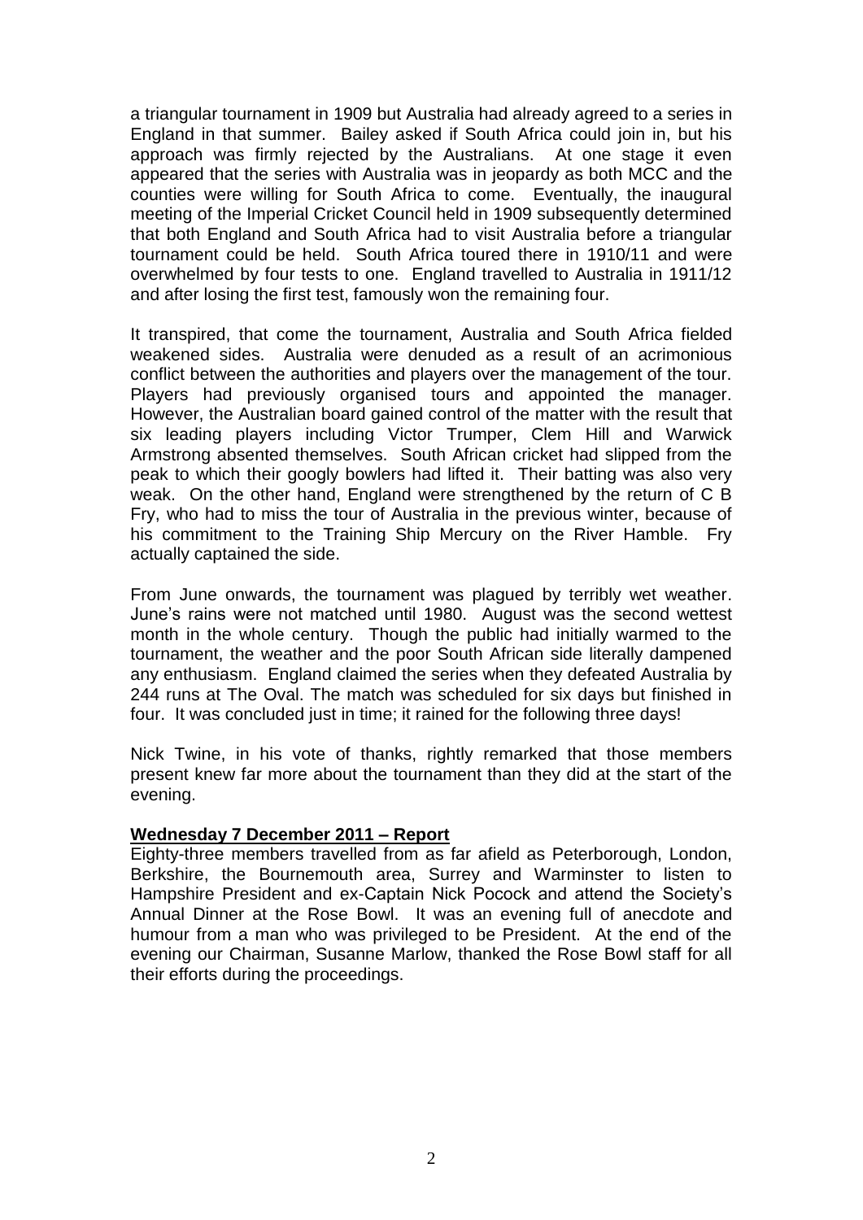a triangular tournament in 1909 but Australia had already agreed to a series in England in that summer. Bailey asked if South Africa could join in, but his approach was firmly rejected by the Australians. At one stage it even appeared that the series with Australia was in jeopardy as both MCC and the counties were willing for South Africa to come. Eventually, the inaugural meeting of the Imperial Cricket Council held in 1909 subsequently determined that both England and South Africa had to visit Australia before a triangular tournament could be held. South Africa toured there in 1910/11 and were overwhelmed by four tests to one. England travelled to Australia in 1911/12 and after losing the first test, famously won the remaining four.

It transpired, that come the tournament, Australia and South Africa fielded weakened sides. Australia were denuded as a result of an acrimonious conflict between the authorities and players over the management of the tour. Players had previously organised tours and appointed the manager. However, the Australian board gained control of the matter with the result that six leading players including Victor Trumper, Clem Hill and Warwick Armstrong absented themselves. South African cricket had slipped from the peak to which their googly bowlers had lifted it. Their batting was also very weak. On the other hand, England were strengthened by the return of C B Fry, who had to miss the tour of Australia in the previous winter, because of his commitment to the Training Ship Mercury on the River Hamble. Fry actually captained the side.

From June onwards, the tournament was plagued by terribly wet weather. June's rains were not matched until 1980. August was the second wettest month in the whole century. Though the public had initially warmed to the tournament, the weather and the poor South African side literally dampened any enthusiasm. England claimed the series when they defeated Australia by 244 runs at The Oval. The match was scheduled for six days but finished in four. It was concluded just in time; it rained for the following three days!

Nick Twine, in his vote of thanks, rightly remarked that those members present knew far more about the tournament than they did at the start of the evening.

**Wednesday 7 December 2011 – Report**

Eighty-three members travelled from as far afield as Peterborough, London, Berkshire, the Bournemouth area, Surrey and Warminster to listen to Hampshire President and ex-Captain Nick Pocock and attend the Society's Annual Dinner at the Rose Bowl. It was an evening full of anecdote and humour from a man who was privileged to be President. At the end of the evening our Chairman, Susanne Marlow, thanked the Rose Bowl staff for all their efforts during the proceedings.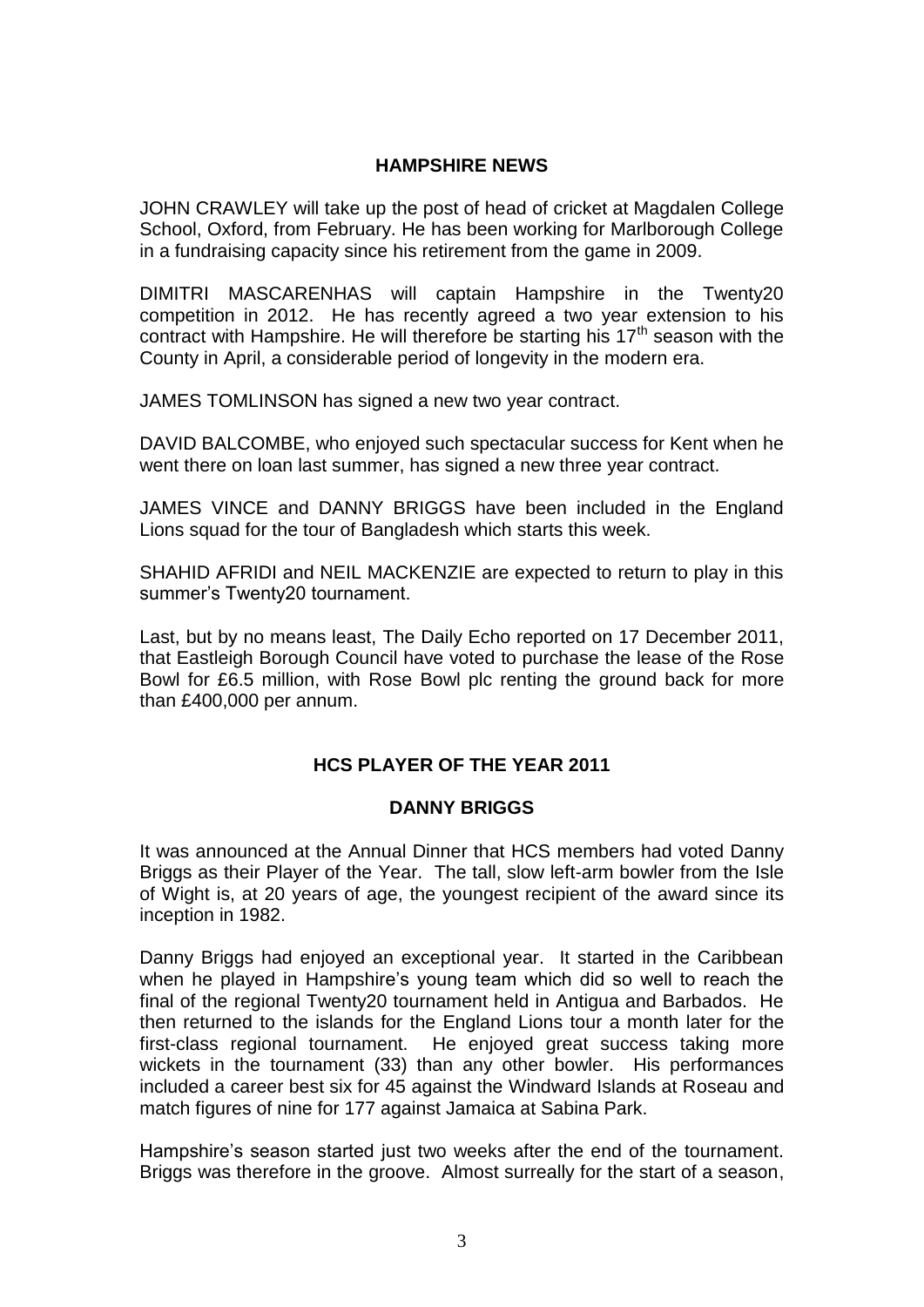## HAMPSHIRE NEWS

JOHN CRAWLEY will take up the post of head of cricket at Magdalen College School, Oxford, from February. He has been working for Marlborough College in a fundraising capacity since his retirement from the game in 2009.

DIMITRI MASCARENHAS will captain Hampshire in the Twenty20 competition in 2012. He has recently agreed a two year extension to his contract with Hampshire. He will therefore be starting his 17th season with the County in April, a considerable period of longevity in the modern era.

JAMES TOMLINSON has signed a new two year contract.

DAVID BALCOMBE, who enjoyed such spectacular success for Kent when he went there on loan last summer, has signed a new three year contract.

JAMES VINCE and DANNY BRIGGS have been included in the England Lions squad for the tour of Bangladesh which starts this week.

SHAHID AFRIDI and NEIL MACKENZIE are expected to return to play in this summer's Twenty20 tournament.

Last, but by no means least, The Daily Echo reported on 17 December 2011, that Eastleigh Borough Council have voted to purchase the lease of the Rose Bowl for £6.5 million, with Rose Bowl plc renting the ground back for more than £400,000 per annum.

## HCS PLAYER OF THE YEAR 2011

### DANNY BRIGGS

It was announced at the Annual Dinner that HCS members had voted Danny Briggs as their Player of the Year. The tall, slow left-arm bowler from the Isle of Wight is, at 20 years of age, the youngest recipient of the award since its inception in 1982.

Danny Briggs had enjoyed an exceptional year. It started in the Caribbean when he played in Hampshire's young team which did so well to reach the final of the regional Twenty20 tournament held in Antigua and Barbados. He then returned to the islands for the England Lions tour a month later for the first-class regional tournament. He enjoyed great success taking more wickets in the tournament (33) than any other bowler. His performances included a career best six for 45 against the Windward Islands at Roseau and match figures of nine for 177 against Jamaica at Sabina Park.

Hampshire's season started just two weeks after the end of the tournament. Briggs was therefore in the groove. Almost surreally for the start of a season,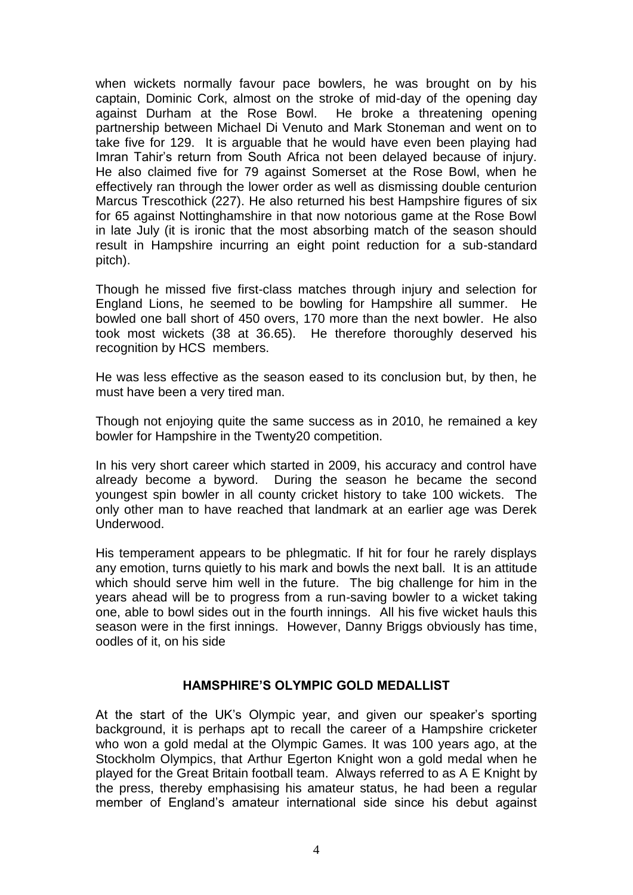when wickets normally favour pace bowlers, he was brought on by his captain, Dominic Cork, almost on the stroke of mid-day of the opening day against Durham at the Rose Bowl. He broke a threatening opening partnership between Michael Di Venuto and Mark Stoneman and went on to take five for 129. It is arguable that he would have even been playing had Imran Tahir's return from South Africa not been delayed because of injury. He also claimed five for 79 against Somerset at the Rose Bowl, when he effectively ran through the lower order as well as dismissing double centurion Marcus Trescothick (227). He also returned his best Hampshire figures of six for 65 against Nottinghamshire in that now notorious game at the Rose Bowl in late July (it is ironic that the most absorbing match of the season should result in Hampshire incurring an eight point reduction for a sub-standard pitch).

Though he missed five first-class matches through injury and selection for England Lions, he seemed to be bowling for Hampshire all summer. He bowled one ball short of 450 overs, 170 more than the next bowler. He also took most wickets (38 at 36.65). He therefore thoroughly deserved his recognition by HCS members.

He was less effective as the season eased to its conclusion but, by then, he must have been a very tired man.

Though not enjoying quite the same success as in 2010, he remained a key bowler for Hampshire in the Twenty20 competition.

In his very short career which started in 2009, his accuracy and control have already become a byword. During the season he became the second youngest spin bowler in all county cricket history to take 100 wickets. The only other man to have reached that landmark at an earlier age was Derek Underwood.

His temperament appears to be phlegmatic. If hit for four he rarely displays any emotion, turns quietly to his mark and bowls the next ball. It is an attitude which should serve him well in the future. The big challenge for him in the years ahead will be to progress from a run-saving bowler to a wicket taking one, able to bowl sides out in the fourth innings. All his five wicket hauls this season were in the first innings. However, Danny Briggs obviously has time, oodles of it, on his side

## HAMSPHIRE'S OLYMPIC GOLD MEDALLIST

At the start of the UK's Olympic year, and given our speaker's sporting background, it is perhaps apt to recall the career of a Hampshire cricketer who won a gold medal at the Olympic Games. It was 100 years ago, at the Stockholm Olympics, that Arthur Egerton Knight won a gold medal when he played for the Great Britain football team. Always referred to as A E Knight by the press, thereby emphasising his amateur status, he had been a regular member of England's amateur international side since his debut against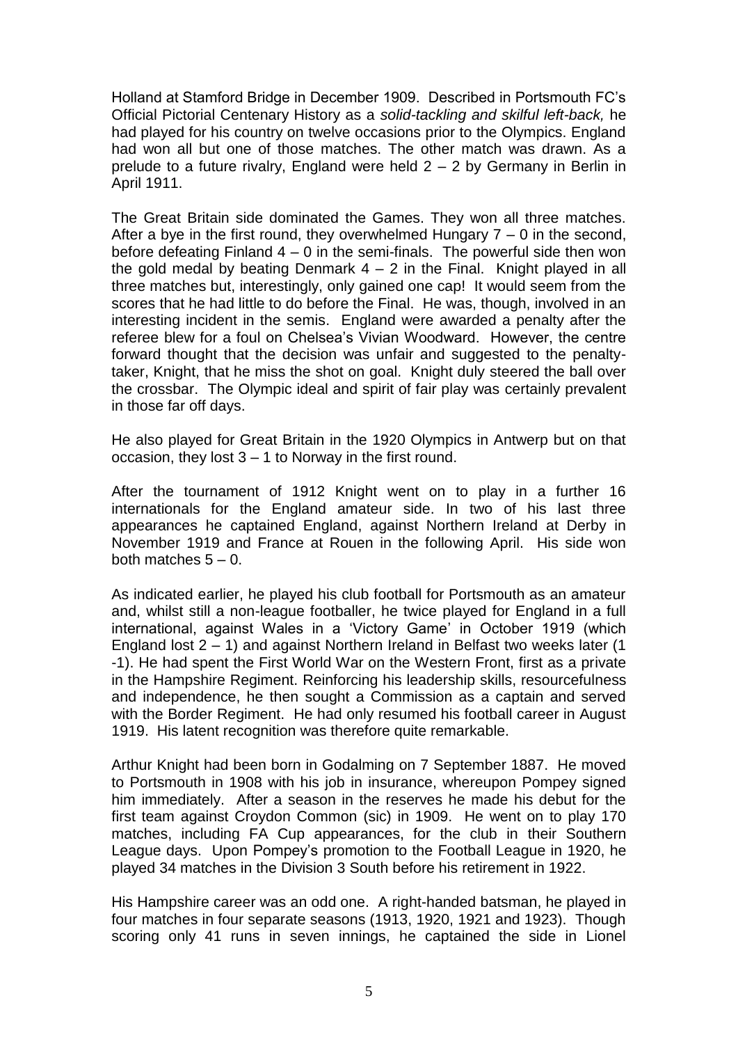Holland at Stamford Bridge in December 1909. Described in Portsmouth FC's Official Pictorial Centenary History as a *solid-tackling and skilful left-back,* he had played for his country on twelve occasions prior to the Olympics. England had won all but one of those matches. The other match was drawn. As a prelude to a future rivalry, England were held 2 – 2 by Germany in Berlin in April 1911.

The Great Britain side dominated the Games. They won all three matches. After a bye in the first round, they overwhelmed Hungary 7 – 0 in the second, before defeating Finland 4 – 0 in the semi-finals. The powerful side then won the gold medal by beating Denmark 4 – 2 in the Final. Knight played in all three matches but, interestingly, only gained one cap! It would seem from the scores that he had little to do before the Final. He was, though, involved in an interesting incident in the semis. England were awarded a penalty after the referee blew for a foul on Chelsea's Vivian Woodward. However, the centre forward thought that the decision was unfair and suggested to the penalty-taker, Knight, that he miss the shot on goal. Knight duly steered the ball over the crossbar. The Olympic ideal and spirit of fair play was certainly prevalent in those far off days.

He also played for Great Britain in the 1920 Olympics in Antwerp but on that occasion, they lost 3 – 1 to Norway in the first round.

After the tournament of 1912 Knight went on to play in a further 16 internationals for the England amateur side. In two of his last three appearances he captained England, against Northern Ireland at Derby in November 1919 and France at Rouen in the following April. His side won both matches 5 – 0.

As indicated earlier, he played his club football for Portsmouth as an amateur and, whilst still a non-league footballer, he twice played for England in a full international, against Wales in a 'Victory Game' in October 1919 (which England lost 2 – 1) and against Northern Ireland in Belfast two weeks later (1 -1). He had spent the First World War on the Western Front, first as a private in the Hampshire Regiment. Reinforcing his leadership skills, resourcefulness and independence, he then sought a Commission as a captain and served with the Border Regiment. He had only resumed his football career in August 1919. His latent recognition was therefore quite remarkable.

Arthur Knight had been born in Godalming on 7 September 1887. He moved to Portsmouth in 1908 with his job in insurance, whereupon Pompey signed him immediately. After a season in the reserves he made his debut for the first team against Croydon Common (sic) in 1909. He went on to play 170 matches, including FA Cup appearances, for the club in their Southern League days. Upon Pompey's promotion to the Football League in 1920, he played 34 matches in the Division 3 South before his retirement in 1922.

His Hampshire career was an odd one. A right-handed batsman, he played in four matches in four separate seasons (1913, 1920, 1921 and 1923). Though scoring only 41 runs in seven innings, he captained the side in Lionel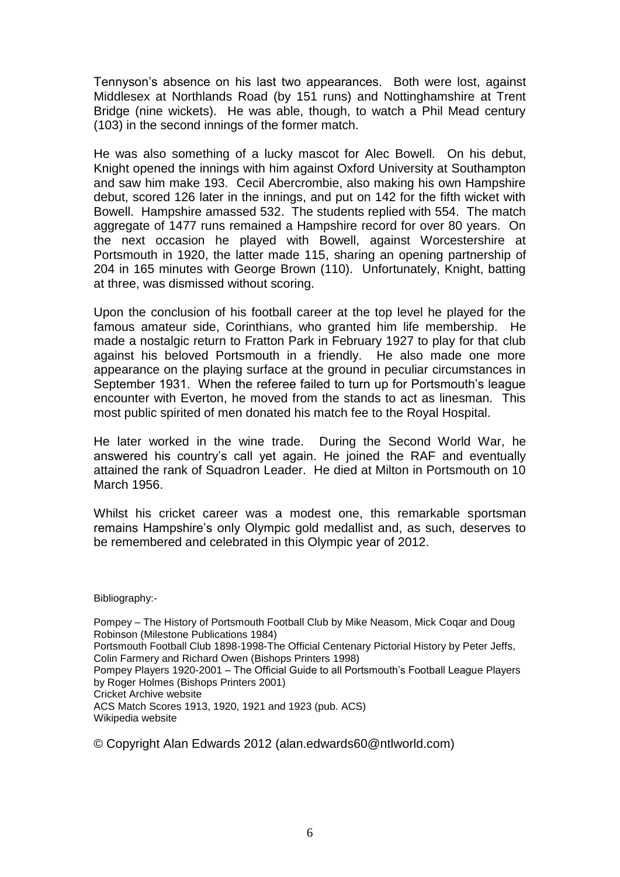Tennyson's absence on his last two appearances. Both were lost, against Middlesex at Northlands Road (by 151 runs) and Nottinghamshire at Trent Bridge (nine wickets). He was able, though, to watch a Phil Mead century (103) in the second innings of the former match.

He was also something of a lucky mascot for Alec Bowell. On his debut, Knight opened the innings with him against Oxford University at Southampton and saw him make 193. Cecil Abercrombie, also making his own Hampshire debut, scored 126 later in the innings, and put on 142 for the fifth wicket with Bowell. Hampshire amassed 532. The students replied with 554. The match aggregate of 1477 runs remained a Hampshire record for over 80 years. On the next occasion he played with Bowell, against Worcestershire at Portsmouth in 1920, the latter made 115, sharing an opening partnership of 204 in 165 minutes with George Brown (110). Unfortunately, Knight, batting at three, was dismissed without scoring.

Upon the conclusion of his football career at the top level he played for the famous amateur side, Corinthians, who granted him life membership. He made a nostalgic return to Fratton Park in February 1927 to play for that club against his beloved Portsmouth in a friendly. He also made one more appearance on the playing surface at the ground in peculiar circumstances in September 1931. When the referee failed to turn up for Portsmouth's league encounter with Everton, he moved from the stands to act as linesman. This most public spirited of men donated his match fee to the Royal Hospital.

He later worked in the wine trade. During the Second World War, he answered his country's call yet again. He joined the RAF and eventually attained the rank of Squadron Leader. He died at Milton in Portsmouth on 10 March 1956.

Whilst his cricket career was a modest one, this remarkable sportsman remains Hampshire's only Olympic gold medallist and, as such, deserves to be remembered and celebrated in this Olympic year of 2012.

Bibliography:-

Pompey – The History of Portsmouth Football Club by Mike Neasom, Mick Coqar and Doug Robinson (Milestone Publications 1984)
Portsmouth Football Club 1898-1998-The Official Centenary Pictorial History by Peter Jeffs, Colin Farmery and Richard Owen (Bishops Printers 1998)
Pompey Players 1920-2001 – The Official Guide to all Portsmouth's Football League Players by Roger Holmes (Bishops Printers 2001)
Cricket Archive website
ACS Match Scores 1913, 1920, 1921 and 1923 (pub. ACS)
Wikipedia website

© Copyright Alan Edwards 2012 (alan.edwards60@ntlworld.com)